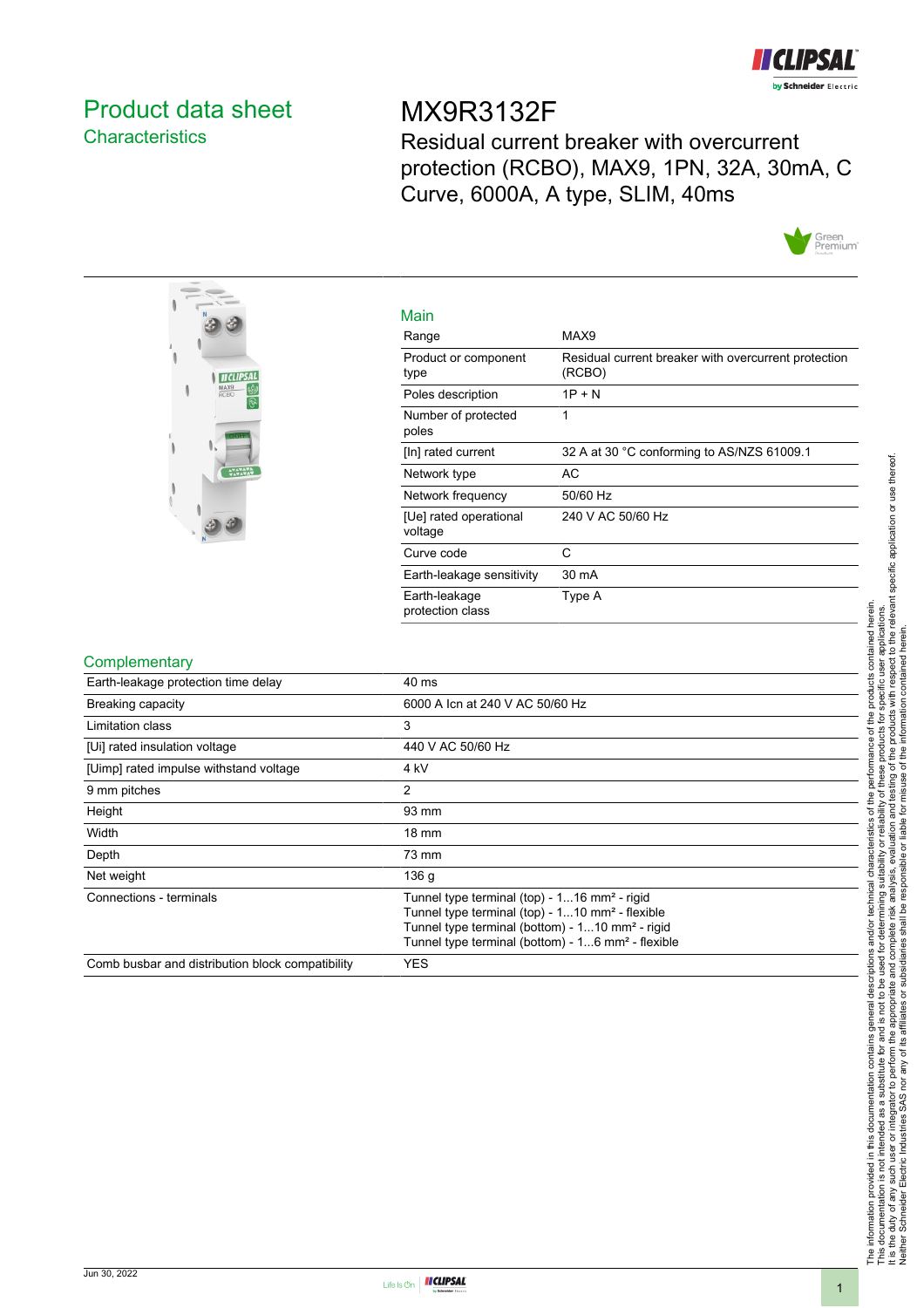# Product data sheet
## Characteristics

# MX9R3132F

Residual current breaker with overcurrent protection (RCBO), MAX9, 1PN, 32A, 30mA, C Curve, 6000A, A type, SLIM, 40ms

## Main

| | |
|---|---|
| Range | MAX9 |
| Product or component type | Residual current breaker with overcurrent protection (RCBO) |
| Poles description | 1P + N |
| Number of protected poles | 1 |
| [In] rated current | 32 A at 30 °C conforming to AS/NZS 61009.1 |
| Network type | AC |
| Network frequency | 50/60 Hz |
| [Ue] rated operational voltage | 240 V AC 50/60 Hz |
| Curve code | C |
| Earth-leakage sensitivity | 30 mA |
| Earth-leakage protection class | Type A |

## Complementary

| | |
|---|---|
| Earth-leakage protection time delay | 40 ms |
| Breaking capacity | 6000 A Icn at 240 V AC 50/60 Hz |
| Limitation class | 3 |
| [Ui] rated insulation voltage | 440 V AC 50/60 Hz |
| [Uimp] rated impulse withstand voltage | 4 kV |
| 9 mm pitches | 2 |
| Height | 93 mm |
| Width | 18 mm |
| Depth | 73 mm |
| Net weight | 136 g |
| Connections - terminals | Tunnel type terminal (top) - 1...16 mm² - rigid<br>Tunnel type terminal (top) - 1...10 mm² - flexible<br>Tunnel type terminal (bottom) - 1...10 mm² - rigid<br>Tunnel type terminal (bottom) - 1...6 mm² - flexible |
| Comb busbar and distribution block compatibility | YES |

The information provided in this documentation contains general descriptions and/or technical characteristics of the performance of the products contained herein. This documentation is not intended as a substitute for and is not to be used for determining suitability or reliability of these products for specific user applications. It is the duty of any such user or integrator to perform the appropriate and complete risk analysis, evaluation and testing of the products with respect to the relevant specific application or use thereof. Neither Schneider Electric Industries SAS nor any of its affiliates or subsidiaries shall be responsible or liable for misuse of the information contained herein.

Jun 30, 2022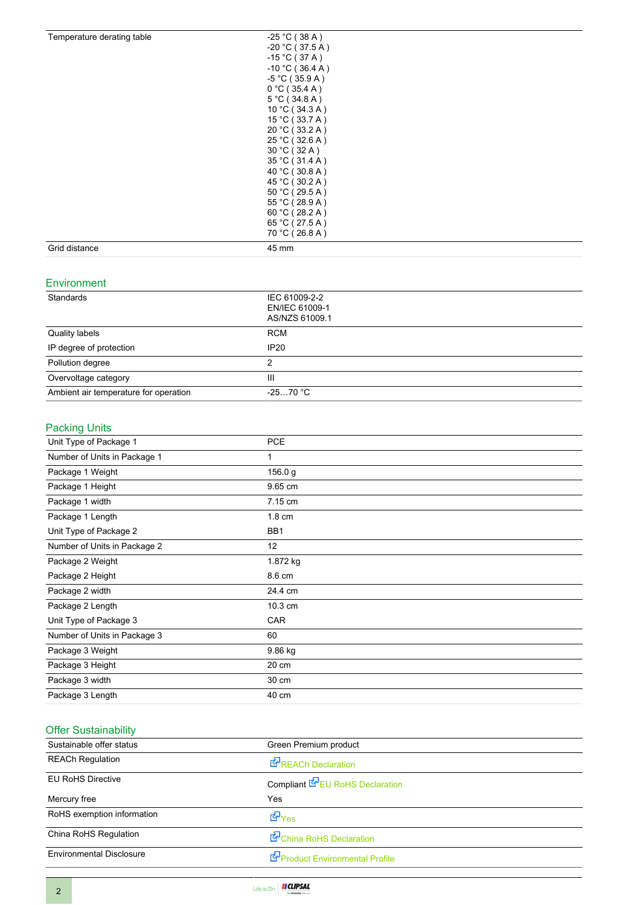| | |
|---|---|
| Temperature derating table | -25 °C ( 38 A )<br>-20 °C ( 37.5 A )<br>-15 °C ( 37 A )<br>-10 °C ( 36.4 A )<br>-5 °C ( 35.9 A )<br>0 °C ( 35.4 A )<br>5 °C ( 34.8 A )<br>10 °C ( 34.3 A )<br>15 °C ( 33.7 A )<br>20 °C ( 33.2 A )<br>25 °C ( 32.6 A )<br>30 °C ( 32 A )<br>35 °C ( 31.4 A )<br>40 °C ( 30.8 A )<br>45 °C ( 30.2 A )<br>50 °C ( 29.5 A )<br>55 °C ( 28.9 A )<br>60 °C ( 28.2 A )<br>65 °C ( 27.5 A )<br>70 °C ( 26.8 A ) |
| Grid distance | 45 mm |

## Environment

| | |
|---|---|
| Standards | IEC 61009-2-2<br>EN/IEC 61009-1<br>AS/NZS 61009.1 |
| Quality labels | RCM |
| IP degree of protection | IP20 |
| Pollution degree | 2 |
| Overvoltage category | III |
| Ambient air temperature for operation | -25…70 °C |

## Packing Units

| | |
|---|---|
| Unit Type of Package 1 | PCE |
| Number of Units in Package 1 | 1 |
| Package 1 Weight | 156.0 g |
| Package 1 Height | 9.65 cm |
| Package 1 width | 7.15 cm |
| Package 1 Length | 1.8 cm |
| Unit Type of Package 2 | BB1 |
| Number of Units in Package 2 | 12 |
| Package 2 Weight | 1.872 kg |
| Package 2 Height | 8.6 cm |
| Package 2 width | 24.4 cm |
| Package 2 Length | 10.3 cm |
| Unit Type of Package 3 | CAR |
| Number of Units in Package 3 | 60 |
| Package 3 Weight | 9.86 kg |
| Package 3 Height | 20 cm |
| Package 3 width | 30 cm |
| Package 3 Length | 40 cm |

## Offer Sustainability

| | |
|---|---|
| Sustainable offer status | Green Premium product |
| REACh Regulation | REACh Declaration |
| EU RoHS Directive | Compliant EU RoHS Declaration |
| Mercury free | Yes |
| RoHS exemption information | Yes |
| China RoHS Regulation | China RoHS Declaration |
| Environmental Disclosure | Product Environmental Profile |